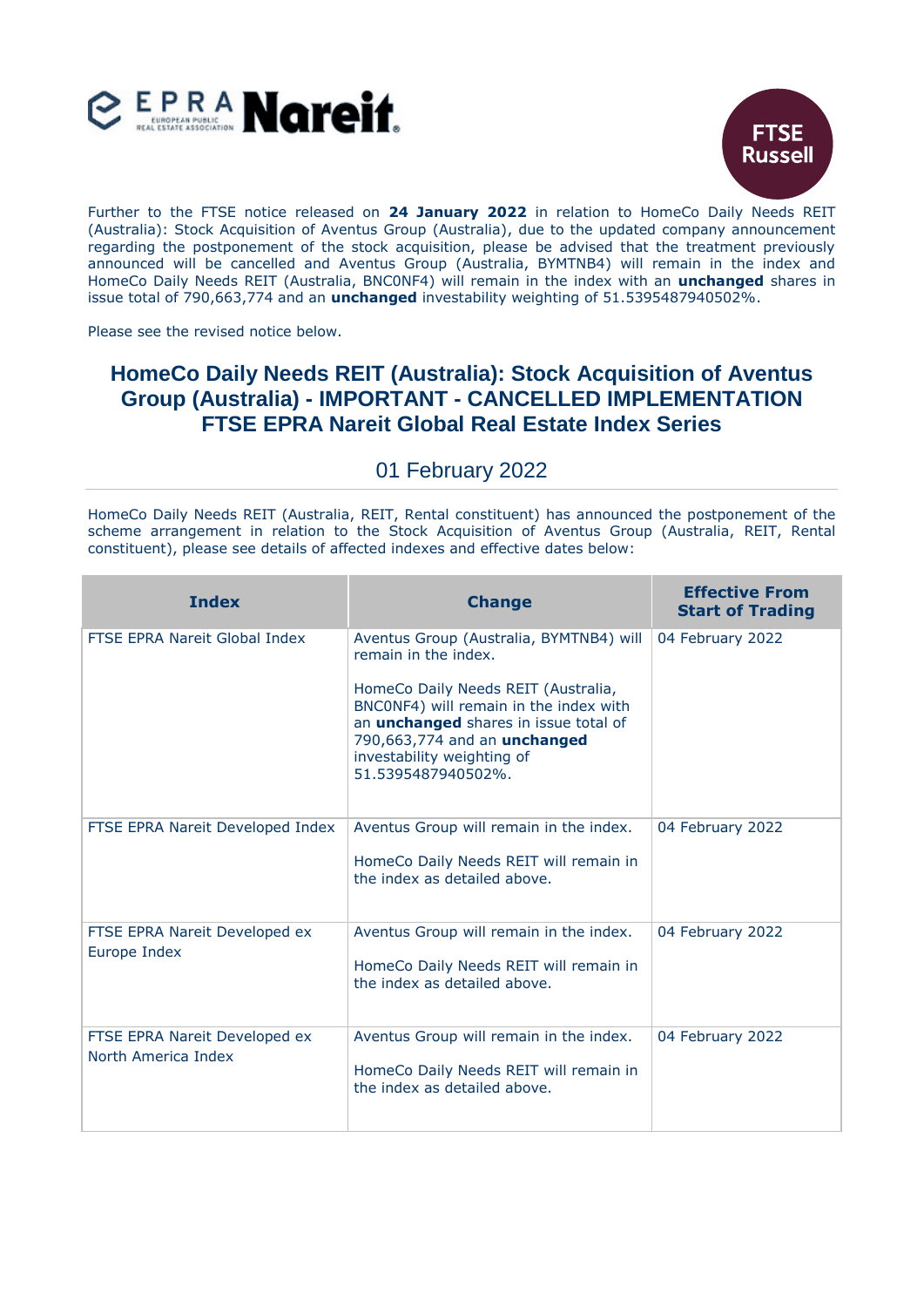Further to the FTSE notice released on **24 January 2022** in relation to HomeCo Daily Needs REIT (Australia): Stock Acquisition of Aventus Group (Australia), due to the updated company announcement regarding the postponement of the stock acquisition, please be advised that the treatment previously announced will be cancelled and Aventus Group (Australia, BYMTNB4) will remain in the index and HomeCo Daily Needs REIT (Australia, BNC0NF4) will remain in the index with an **unchanged** shares in issue total of 790,663,774 and an **unchanged** investability weighting of 51.5395487940502%.

Please see the revised notice below.

## HomeCo Daily Needs REIT (Australia): Stock Acquisition of Aventus Group (Australia) - IMPORTANT - CANCELLED IMPLEMENTATION FTSE EPRA Nareit Global Real Estate Index Series

01 February 2022

HomeCo Daily Needs REIT (Australia, REIT, Rental constituent) has announced the postponement of the scheme arrangement in relation to the Stock Acquisition of Aventus Group (Australia, REIT, Rental constituent), please see details of affected indexes and effective dates below:

| Index | Change | Effective From Start of Trading |
|---|---|---|
| FTSE EPRA Nareit Global Index | Aventus Group (Australia, BYMTNB4) will remain in the index.<br><br>HomeCo Daily Needs REIT (Australia, BNC0NF4) will remain in the index with an **unchanged** shares in issue total of 790,663,774 and an **unchanged** investability weighting of 51.5395487940502%. | 04 February 2022 |
| FTSE EPRA Nareit Developed Index | Aventus Group will remain in the index.<br><br>HomeCo Daily Needs REIT will remain in the index as detailed above. | 04 February 2022 |
| FTSE EPRA Nareit Developed ex Europe Index | Aventus Group will remain in the index.<br><br>HomeCo Daily Needs REIT will remain in the index as detailed above. | 04 February 2022 |
| FTSE EPRA Nareit Developed ex North America Index | Aventus Group will remain in the index.<br><br>HomeCo Daily Needs REIT will remain in the index as detailed above. | 04 February 2022 |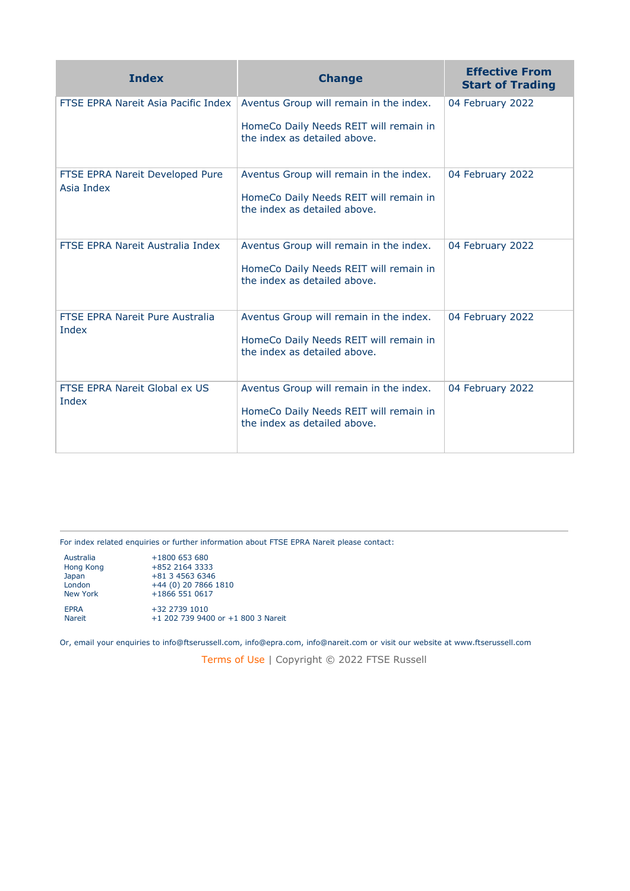| Index | Change | Effective From Start of Trading |
|---|---|---|
| FTSE EPRA Nareit Asia Pacific Index | Aventus Group will remain in the index.<br><br>HomeCo Daily Needs REIT will remain in the index as detailed above. | 04 February 2022 |
| FTSE EPRA Nareit Developed Pure Asia Index | Aventus Group will remain in the index.<br><br>HomeCo Daily Needs REIT will remain in the index as detailed above. | 04 February 2022 |
| FTSE EPRA Nareit Australia Index | Aventus Group will remain in the index.<br><br>HomeCo Daily Needs REIT will remain in the index as detailed above. | 04 February 2022 |
| FTSE EPRA Nareit Pure Australia Index | Aventus Group will remain in the index.<br><br>HomeCo Daily Needs REIT will remain in the index as detailed above. | 04 February 2022 |
| FTSE EPRA Nareit Global ex US Index | Aventus Group will remain in the index.<br><br>HomeCo Daily Needs REIT will remain in the index as detailed above. | 04 February 2022 |

For index related enquiries or further information about FTSE EPRA Nareit please contact:

| | |
|---|---|
| Australia | +1800 653 680 |
| Hong Kong | +852 2164 3333 |
| Japan | +81 3 4563 6346 |
| London | +44 (0) 20 7866 1810 |
| New York | +1866 551 0617 |
| EPRA | +32 2739 1010 |
| Nareit | +1 202 739 9400 or +1 800 3 Nareit |

Or, email your enquiries to info@ftserussell.com, info@epra.com, info@nareit.com or visit our website at www.ftserussell.com

Terms of Use | Copyright © 2022 FTSE Russell